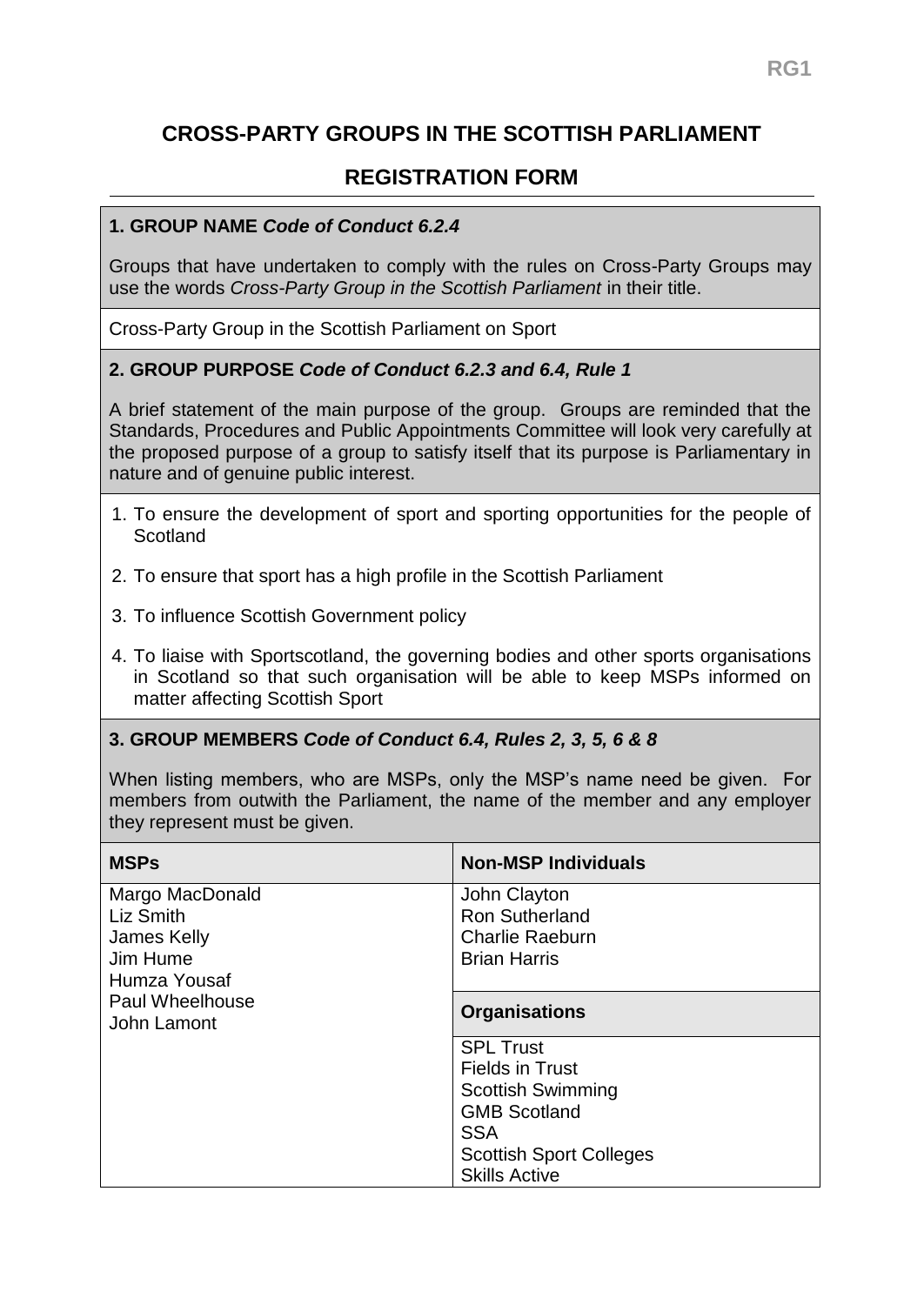# CROSS-PARTY GROUPS IN THE SCOTTISH PARLIAMENT

## REGISTRATION FORM

### 1. GROUP NAME *Code of Conduct 6.2.4*

Groups that have undertaken to comply with the rules on Cross-Party Groups may use the words *Cross-Party Group in the Scottish Parliament* in their title.

Cross-Party Group in the Scottish Parliament on Sport

### 2. GROUP PURPOSE *Code of Conduct 6.2.3 and 6.4, Rule 1*

A brief statement of the main purpose of the group. Groups are reminded that the Standards, Procedures and Public Appointments Committee will look very carefully at the proposed purpose of a group to satisfy itself that its purpose is Parliamentary in nature and of genuine public interest.

1. To ensure the development of sport and sporting opportunities for the people of Scotland
2. To ensure that sport has a high profile in the Scottish Parliament
3. To influence Scottish Government policy
4. To liaise with Sportscotland, the governing bodies and other sports organisations in Scotland so that such organisation will be able to keep MSPs informed on matter affecting Scottish Sport

### 3. GROUP MEMBERS *Code of Conduct 6.4, Rules 2, 3, 5, 6 & 8*

When listing members, who are MSPs, only the MSP's name need be given. For members from outwith the Parliament, the name of the member and any employer they represent must be given.

| MSPs | Non-MSP Individuals |
|---|---|
| Margo MacDonald<br>Liz Smith<br>James Kelly<br>Jim Hume<br>Humza Yousaf<br>Paul Wheelhouse<br>John Lamont | John Clayton<br>Ron Sutherland<br>Charlie Raeburn<br>Brian Harris |
| | **Organisations** |
| | SPL Trust<br>Fields in Trust<br>Scottish Swimming<br>GMB Scotland<br>SSA<br>Scottish Sport Colleges<br>Skills Active |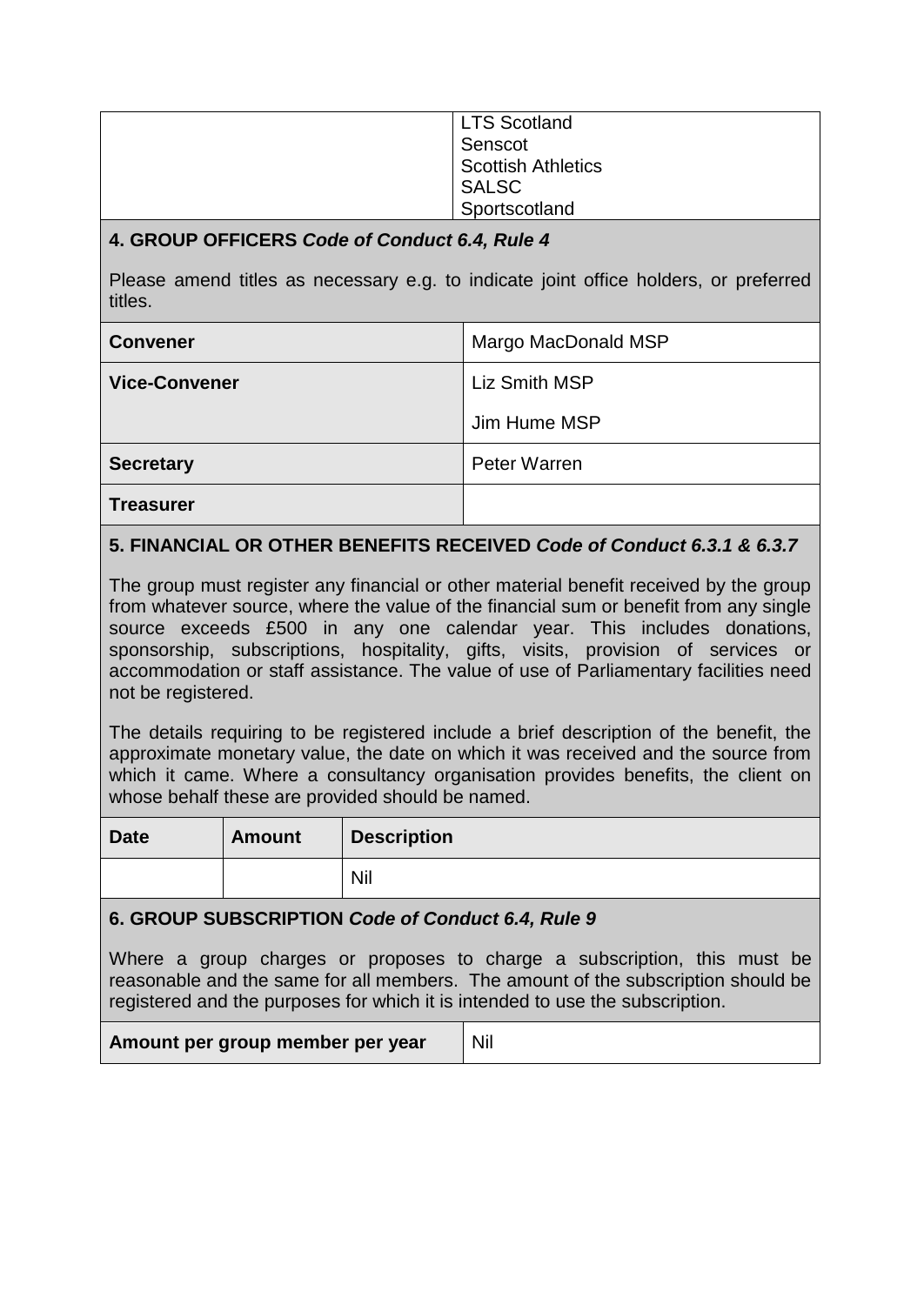| | |
|---|---|
| | LTS Scotland<br>Senscot<br>Scottish Athletics<br>SALSC<br>Sportscotland |

## 4. GROUP OFFICERS *Code of Conduct 6.4, Rule 4*

Please amend titles as necessary e.g. to indicate joint office holders, or preferred titles.

| | |
|---|---|
| **Convener** | Margo MacDonald MSP |
| **Vice-Convener** | Liz Smith MSP<br>Jim Hume MSP |
| **Secretary** | Peter Warren |
| **Treasurer** | |

## 5. FINANCIAL OR OTHER BENEFITS RECEIVED *Code of Conduct 6.3.1 & 6.3.7*

The group must register any financial or other material benefit received by the group from whatever source, where the value of the financial sum or benefit from any single source exceeds £500 in any one calendar year. This includes donations, sponsorship, subscriptions, hospitality, gifts, visits, provision of services or accommodation or staff assistance. The value of use of Parliamentary facilities need not be registered.

The details requiring to be registered include a brief description of the benefit, the approximate monetary value, the date on which it was received and the source from which it came. Where a consultancy organisation provides benefits, the client on whose behalf these are provided should be named.

| Date | Amount | Description |
|---|---|---|
| | | Nil |

## 6. GROUP SUBSCRIPTION *Code of Conduct 6.4, Rule 9*

Where a group charges or proposes to charge a subscription, this must be reasonable and the same for all members. The amount of the subscription should be registered and the purposes for which it is intended to use the subscription.

| | |
|---|---|
| **Amount per group member per year** | Nil |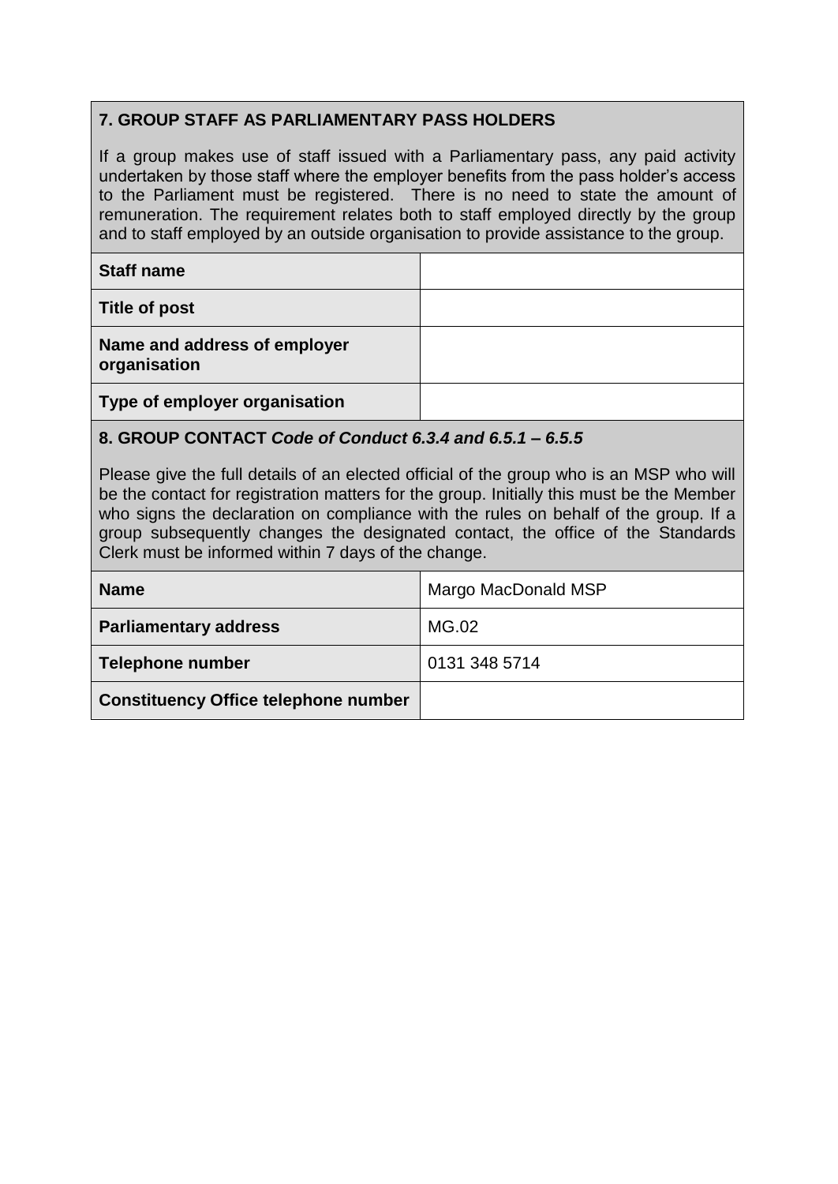### 7. GROUP STAFF AS PARLIAMENTARY PASS HOLDERS

If a group makes use of staff issued with a Parliamentary pass, any paid activity undertaken by those staff where the employer benefits from the pass holder's access to the Parliament must be registered. There is no need to state the amount of remuneration. The requirement relates both to staff employed directly by the group and to staff employed by an outside organisation to provide assistance to the group.

| | |
|---|---|
| **Staff name** | |
| **Title of post** | |
| **Name and address of employer organisation** | |
| **Type of employer organisation** | |

### 8. GROUP CONTACT *Code of Conduct 6.3.4 and 6.5.1 – 6.5.5*

Please give the full details of an elected official of the group who is an MSP who will be the contact for registration matters for the group. Initially this must be the Member who signs the declaration on compliance with the rules on behalf of the group. If a group subsequently changes the designated contact, the office of the Standards Clerk must be informed within 7 days of the change.

| | |
|---|---|
| **Name** | Margo MacDonald MSP |
| **Parliamentary address** | MG.02 |
| **Telephone number** | 0131 348 5714 |
| **Constituency Office telephone number** | |